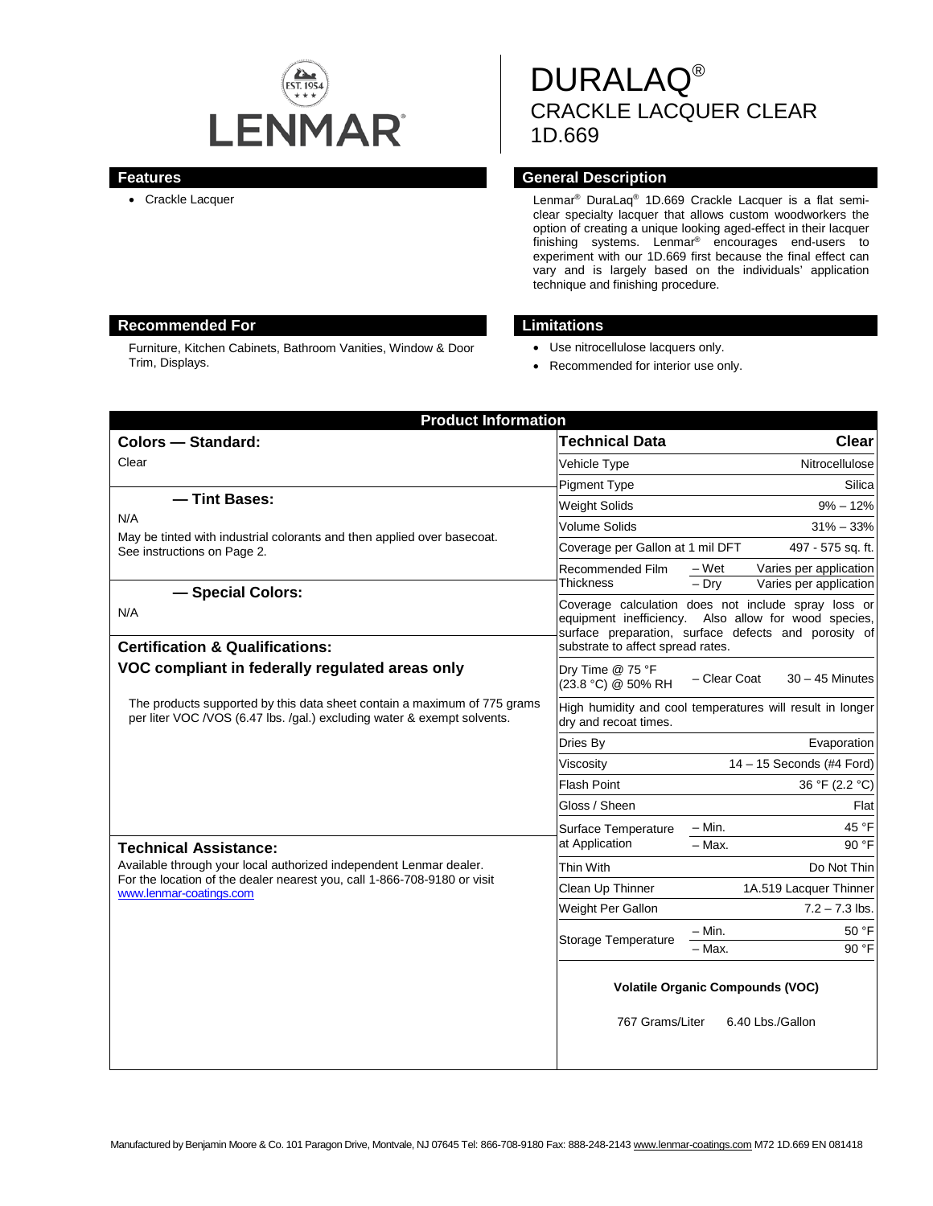LENMAR

# DURALAQ®
## CRACKLE LACQUER CLEAR
## 1D.669

### Features

- Crackle Lacquer

### General Description

Lenmar® DuraLaq® 1D.669 Crackle Lacquer is a flat semi-clear specialty lacquer that allows custom woodworkers the option of creating a unique looking aged-effect in their lacquer finishing systems. Lenmar® encourages end-users to experiment with our 1D.669 first because the final effect can vary and is largely based on the individuals' application technique and finishing procedure.

### Recommended For

Furniture, Kitchen Cabinets, Bathroom Vanities, Window & Door Trim, Displays.

### Limitations

- Use nitrocellulose lacquers only.
- Recommended for interior use only.

## Product Information

**Colors — Standard:**

Clear

**— Tint Bases:**

N/A

May be tinted with industrial colorants and then applied over basecoat. See instructions on Page 2.

**— Special Colors:**

N/A

**Certification & Qualifications:**

**VOC compliant in federally regulated areas only**

The products supported by this data sheet contain a maximum of 775 grams per liter VOC /VOS (6.47 lbs. /gal.) excluding water & exempt solvents.

**Technical Assistance:**

Available through your local authorized independent Lenmar dealer. For the location of the dealer nearest you, call 1-866-708-9180 or visit www.lenmar-coatings.com

| Technical Data | | Clear |
|---|---|---|
| Vehicle Type | | Nitrocellulose |
| Pigment Type | | Silica |
| Weight Solids | | 9% – 12% |
| Volume Solids | | 31% – 33% |
| Coverage per Gallon at 1 mil DFT | | 497 - 575 sq. ft. |
| Recommended Film Thickness | – Wet | Varies per application |
| | – Dry | Varies per application |
| Coverage calculation does not include spray loss or equipment inefficiency. Also allow for wood species, surface preparation, surface defects and porosity of substrate to affect spread rates. | | |
| Dry Time @ 75 °F (23.8 °C) @ 50% RH | – Clear Coat | 30 – 45 Minutes |
| High humidity and cool temperatures will result in longer dry and recoat times. | | |
| Dries By | | Evaporation |
| Viscosity | | 14 – 15 Seconds (#4 Ford) |
| Flash Point | | 36 °F (2.2 °C) |
| Gloss / Sheen | | Flat |
| Surface Temperature at Application | – Min. | 45 °F |
| | – Max. | 90 °F |
| Thin With | | Do Not Thin |
| Clean Up Thinner | | 1A.519 Lacquer Thinner |
| Weight Per Gallon | | 7.2 – 7.3 lbs. |
| Storage Temperature | – Min. | 50 °F |
| | – Max. | 90 °F |

**Volatile Organic Compounds (VOC)**

767 Grams/Liter 6.40 Lbs./Gallon

Manufactured by Benjamin Moore & Co. 101 Paragon Drive, Montvale, NJ 07645 Tel: 866-708-9180 Fax: 888-248-2143 www.lenmar-coatings.com M72 1D.669 EN 081418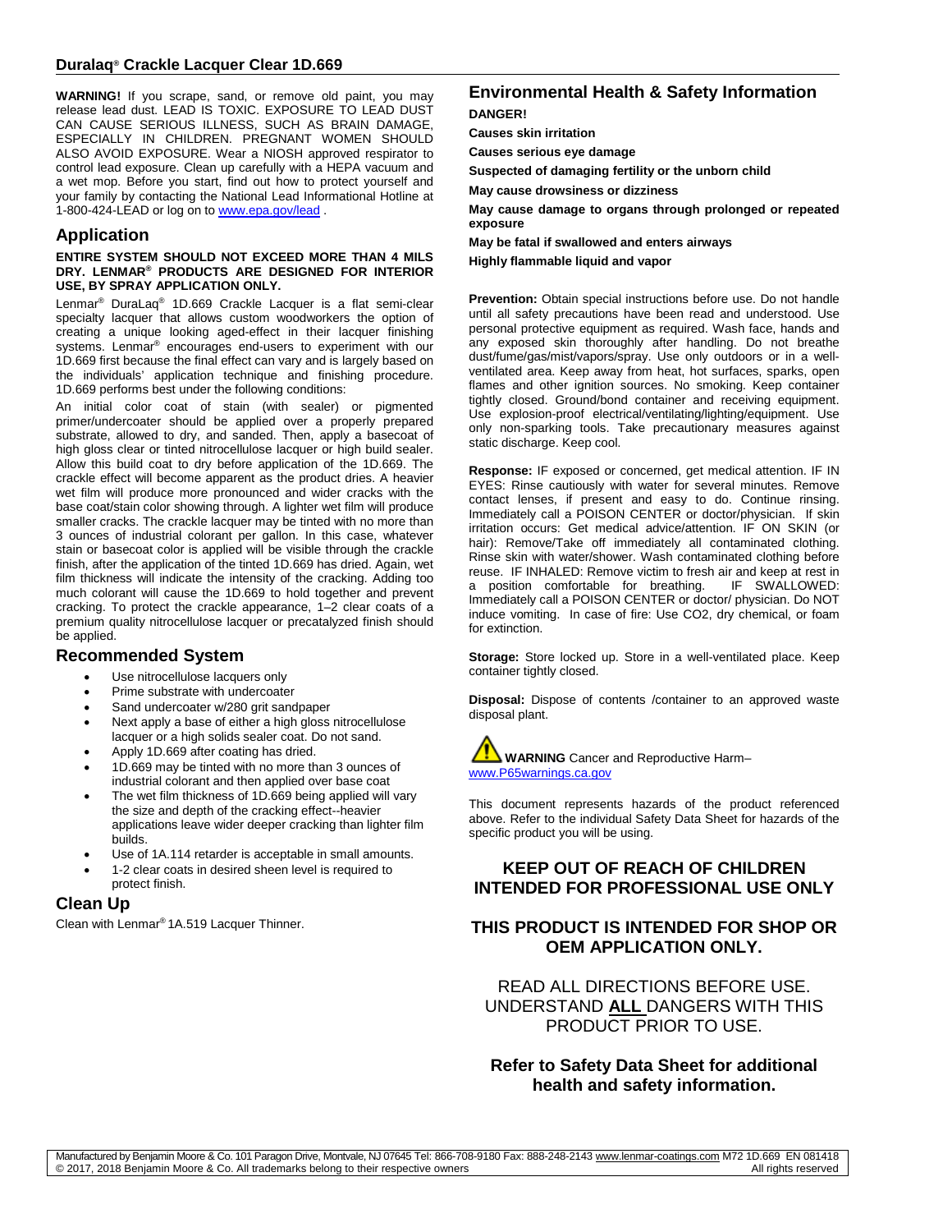# Duralaq® Crackle Lacquer Clear 1D.669

**WARNING!** If you scrape, sand, or remove old paint, you may release lead dust. LEAD IS TOXIC. EXPOSURE TO LEAD DUST CAN CAUSE SERIOUS ILLNESS, SUCH AS BRAIN DAMAGE, ESPECIALLY IN CHILDREN. PREGNANT WOMEN SHOULD ALSO AVOID EXPOSURE. Wear a NIOSH approved respirator to control lead exposure. Clean up carefully with a HEPA vacuum and a wet mop. Before you start, find out how to protect yourself and your family by contacting the National Lead Informational Hotline at 1-800-424-LEAD or log on to www.epa.gov/lead .

## Application

**ENTIRE SYSTEM SHOULD NOT EXCEED MORE THAN 4 MILS DRY. LENMAR® PRODUCTS ARE DESIGNED FOR INTERIOR USE, BY SPRAY APPLICATION ONLY.**

Lenmar® DuraLaq® 1D.669 Crackle Lacquer is a flat semi-clear specialty lacquer that allows custom woodworkers the option of creating a unique looking aged-effect in their lacquer finishing systems. Lenmar® encourages end-users to experiment with our 1D.669 first because the final effect can vary and is largely based on the individuals' application technique and finishing procedure. 1D.669 performs best under the following conditions:

An initial color coat of stain (with sealer) or pigmented primer/undercoater should be applied over a properly prepared substrate, allowed to dry, and sanded. Then, apply a basecoat of high gloss clear or tinted nitrocellulose lacquer or high build sealer. Allow this build coat to dry before application of the 1D.669. The crackle effect will become apparent as the product dries. A heavier wet film will produce more pronounced and wider cracks with the base coat/stain color showing through. A lighter wet film will produce smaller cracks. The crackle lacquer may be tinted with no more than 3 ounces of industrial colorant per gallon. In this case, whatever stain or basecoat color is applied will be visible through the crackle finish, after the application of the tinted 1D.669 has dried. Again, wet film thickness will indicate the intensity of the cracking. Adding too much colorant will cause the 1D.669 to hold together and prevent cracking. To protect the crackle appearance, 1–2 clear coats of a premium quality nitrocellulose lacquer or precatalyzed finish should be applied.

## Recommended System

- Use nitrocellulose lacquers only
- Prime substrate with undercoater
- Sand undercoater w/280 grit sandpaper
- Next apply a base of either a high gloss nitrocellulose lacquer or a high solids sealer coat. Do not sand.
- Apply 1D.669 after coating has dried.
- 1D.669 may be tinted with no more than 3 ounces of industrial colorant and then applied over base coat
- The wet film thickness of 1D.669 being applied will vary the size and depth of the cracking effect--heavier applications leave wider deeper cracking than lighter film builds.
- Use of 1A.114 retarder is acceptable in small amounts.
- 1-2 clear coats in desired sheen level is required to protect finish.

## Clean Up

Clean with Lenmar® 1A.519 Lacquer Thinner.

## Environmental Health & Safety Information

**DANGER!**

**Causes skin irritation**

**Causes serious eye damage**

**Suspected of damaging fertility or the unborn child**

**May cause drowsiness or dizziness**

**May cause damage to organs through prolonged or repeated exposure**

**May be fatal if swallowed and enters airways**

**Highly flammable liquid and vapor**

**Prevention:** Obtain special instructions before use. Do not handle until all safety precautions have been read and understood. Use personal protective equipment as required. Wash face, hands and any exposed skin thoroughly after handling. Do not breathe dust/fume/gas/mist/vapors/spray. Use only outdoors or in a well-ventilated area. Keep away from heat, hot surfaces, sparks, open flames and other ignition sources. No smoking. Keep container tightly closed. Ground/bond container and receiving equipment. Use explosion-proof electrical/ventilating/lighting/equipment. Use only non-sparking tools. Take precautionary measures against static discharge. Keep cool.

**Response:** IF exposed or concerned, get medical attention. IF IN EYES: Rinse cautiously with water for several minutes. Remove contact lenses, if present and easy to do. Continue rinsing. Immediately call a POISON CENTER or doctor/physician. If skin irritation occurs: Get medical advice/attention. IF ON SKIN (or hair): Remove/Take off immediately all contaminated clothing. Rinse skin with water/shower. Wash contaminated clothing before reuse. IF INHALED: Remove victim to fresh air and keep at rest in a position comfortable for breathing. IF SWALLOWED: Immediately call a POISON CENTER or doctor/ physician. Do NOT induce vomiting. In case of fire: Use CO2, dry chemical, or foam for extinction.

**Storage:** Store locked up. Store in a well-ventilated place. Keep container tightly closed.

**Disposal:** Dispose of contents /container to an approved waste disposal plant.

**WARNING** Cancer and Reproductive Harm– www.P65warnings.ca.gov

This document represents hazards of the product referenced above. Refer to the individual Safety Data Sheet for hazards of the specific product you will be using.

**KEEP OUT OF REACH OF CHILDREN**
**INTENDED FOR PROFESSIONAL USE ONLY**

**THIS PRODUCT IS INTENDED FOR SHOP OR OEM APPLICATION ONLY.**

READ ALL DIRECTIONS BEFORE USE. UNDERSTAND **ALL** DANGERS WITH THIS PRODUCT PRIOR TO USE.

**Refer to Safety Data Sheet for additional health and safety information.**

Manufactured by Benjamin Moore & Co. 101 Paragon Drive, Montvale, NJ 07645 Tel: 866-708-9180 Fax: 888-248-2143 www.lenmar-coatings.com M72 1D.669 EN 081418
© 2017, 2018 Benjamin Moore & Co. All trademarks belong to their respective owners All rights reserved